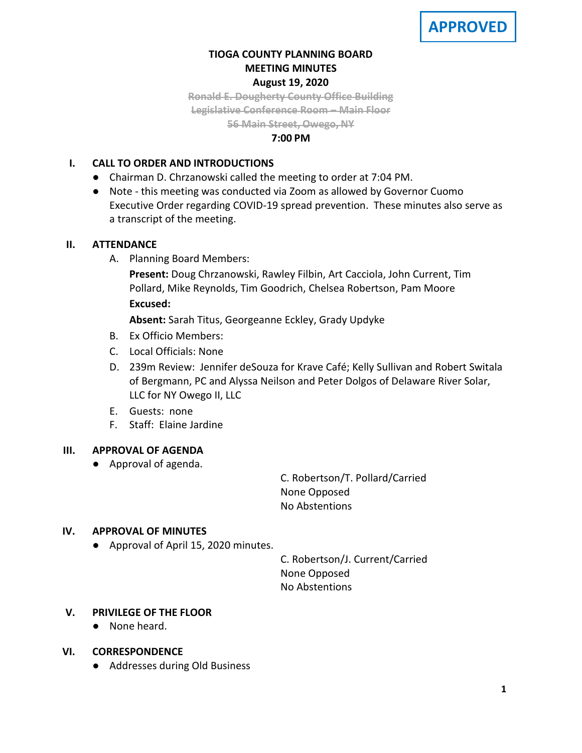**APPROVED**

# TIOGA COUNTY PLANNING BOARD
## MEETING MINUTES
### August 19, 2020

~~Ronald E. Dougherty County Office Building~~
~~Legislative Conference Room – Main Floor~~
~~56 Main Street, Owego, NY~~

**7:00 PM**

## I. CALL TO ORDER AND INTRODUCTIONS

- Chairman D. Chrzanowski called the meeting to order at 7:04 PM.
- Note - this meeting was conducted via Zoom as allowed by Governor Cuomo Executive Order regarding COVID-19 spread prevention. These minutes also serve as a transcript of the meeting.

## II. ATTENDANCE

A. Planning Board Members:

**Present:** Doug Chrzanowski, Rawley Filbin, Art Cacciola, John Current, Tim Pollard, Mike Reynolds, Tim Goodrich, Chelsea Robertson, Pam Moore

**Excused:**

**Absent:** Sarah Titus, Georgeanne Eckley, Grady Updyke

B. Ex Officio Members:

C. Local Officials: None

D. 239m Review: Jennifer deSouza for Krave Café; Kelly Sullivan and Robert Switala of Bergmann, PC and Alyssa Neilson and Peter Dolgos of Delaware River Solar, LLC for NY Owego II, LLC

E. Guests: none

F. Staff: Elaine Jardine

## III. APPROVAL OF AGENDA

- Approval of agenda.

C. Robertson/T. Pollard/Carried
None Opposed
No Abstentions

## IV. APPROVAL OF MINUTES

- Approval of April 15, 2020 minutes.

C. Robertson/J. Current/Carried
None Opposed
No Abstentions

## V. PRIVILEGE OF THE FLOOR

- None heard.

## VI. CORRESPONDENCE

- Addresses during Old Business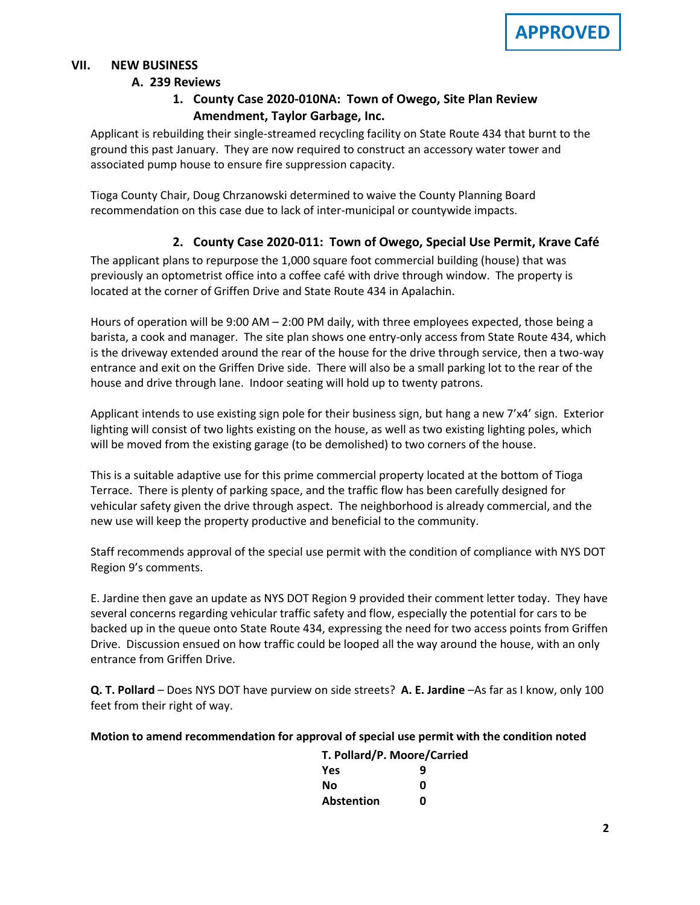**APPROVED**

## VII. NEW BUSINESS

### A. 239 Reviews

#### 1. County Case 2020-010NA: Town of Owego, Site Plan Review Amendment, Taylor Garbage, Inc.

Applicant is rebuilding their single-streamed recycling facility on State Route 434 that burnt to the ground this past January. They are now required to construct an accessory water tower and associated pump house to ensure fire suppression capacity.

Tioga County Chair, Doug Chrzanowski determined to waive the County Planning Board recommendation on this case due to lack of inter-municipal or countywide impacts.

#### 2. County Case 2020-011: Town of Owego, Special Use Permit, Krave Café

The applicant plans to repurpose the 1,000 square foot commercial building (house) that was previously an optometrist office into a coffee café with drive through window. The property is located at the corner of Griffen Drive and State Route 434 in Apalachin.

Hours of operation will be 9:00 AM – 2:00 PM daily, with three employees expected, those being a barista, a cook and manager. The site plan shows one entry-only access from State Route 434, which is the driveway extended around the rear of the house for the drive through service, then a two-way entrance and exit on the Griffen Drive side. There will also be a small parking lot to the rear of the house and drive through lane. Indoor seating will hold up to twenty patrons.

Applicant intends to use existing sign pole for their business sign, but hang a new 7'x4' sign. Exterior lighting will consist of two lights existing on the house, as well as two existing lighting poles, which will be moved from the existing garage (to be demolished) to two corners of the house.

This is a suitable adaptive use for this prime commercial property located at the bottom of Tioga Terrace. There is plenty of parking space, and the traffic flow has been carefully designed for vehicular safety given the drive through aspect. The neighborhood is already commercial, and the new use will keep the property productive and beneficial to the community.

Staff recommends approval of the special use permit with the condition of compliance with NYS DOT Region 9's comments.

E. Jardine then gave an update as NYS DOT Region 9 provided their comment letter today. They have several concerns regarding vehicular traffic safety and flow, especially the potential for cars to be backed up in the queue onto State Route 434, expressing the need for two access points from Griffen Drive. Discussion ensued on how traffic could be looped all the way around the house, with an only entrance from Griffen Drive.

**Q. T. Pollard** – Does NYS DOT have purview on side streets? **A. E. Jardine** –As far as I know, only 100 feet from their right of way.

**Motion to amend recommendation for approval of special use permit with the condition noted**

**T. Pollard/P. Moore/Carried**

| | |
|---|---|
| **Yes** | **9** |
| **No** | **0** |
| **Abstention** | **0** |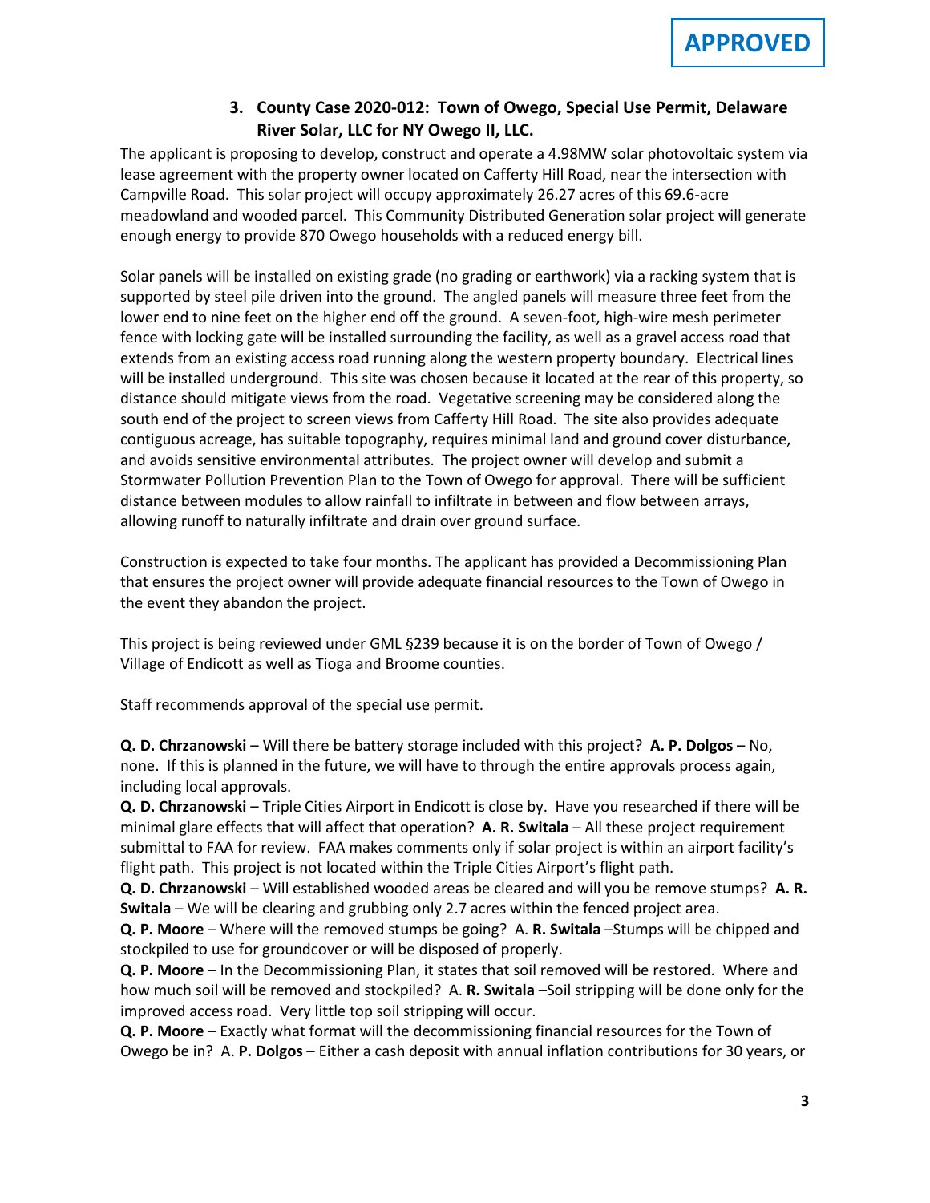**APPROVED**

### 3. County Case 2020-012: Town of Owego, Special Use Permit, Delaware River Solar, LLC for NY Owego II, LLC.

The applicant is proposing to develop, construct and operate a 4.98MW solar photovoltaic system via lease agreement with the property owner located on Cafferty Hill Road, near the intersection with Campville Road. This solar project will occupy approximately 26.27 acres of this 69.6-acre meadowland and wooded parcel. This Community Distributed Generation solar project will generate enough energy to provide 870 Owego households with a reduced energy bill.

Solar panels will be installed on existing grade (no grading or earthwork) via a racking system that is supported by steel pile driven into the ground. The angled panels will measure three feet from the lower end to nine feet on the higher end off the ground. A seven-foot, high-wire mesh perimeter fence with locking gate will be installed surrounding the facility, as well as a gravel access road that extends from an existing access road running along the western property boundary. Electrical lines will be installed underground. This site was chosen because it located at the rear of this property, so distance should mitigate views from the road. Vegetative screening may be considered along the south end of the project to screen views from Cafferty Hill Road. The site also provides adequate contiguous acreage, has suitable topography, requires minimal land and ground cover disturbance, and avoids sensitive environmental attributes. The project owner will develop and submit a Stormwater Pollution Prevention Plan to the Town of Owego for approval. There will be sufficient distance between modules to allow rainfall to infiltrate in between and flow between arrays, allowing runoff to naturally infiltrate and drain over ground surface.

Construction is expected to take four months. The applicant has provided a Decommissioning Plan that ensures the project owner will provide adequate financial resources to the Town of Owego in the event they abandon the project.

This project is being reviewed under GML §239 because it is on the border of Town of Owego / Village of Endicott as well as Tioga and Broome counties.

Staff recommends approval of the special use permit.

**Q. D. Chrzanowski** – Will there be battery storage included with this project? **A. P. Dolgos** – No, none. If this is planned in the future, we will have to through the entire approvals process again, including local approvals.

**Q. D. Chrzanowski** – Triple Cities Airport in Endicott is close by. Have you researched if there will be minimal glare effects that will affect that operation? **A. R. Switala** – All these project requirement submittal to FAA for review. FAA makes comments only if solar project is within an airport facility's flight path. This project is not located within the Triple Cities Airport's flight path.

**Q. D. Chrzanowski** – Will established wooded areas be cleared and will you be remove stumps? **A. R. Switala** – We will be clearing and grubbing only 2.7 acres within the fenced project area.

**Q. P. Moore** – Where will the removed stumps be going? A. **R. Switala** –Stumps will be chipped and stockpiled to use for groundcover or will be disposed of properly.

**Q. P. Moore** – In the Decommissioning Plan, it states that soil removed will be restored. Where and how much soil will be removed and stockpiled? A. **R. Switala** –Soil stripping will be done only for the improved access road. Very little top soil stripping will occur.

**Q. P. Moore** – Exactly what format will the decommissioning financial resources for the Town of Owego be in? A. **P. Dolgos** – Either a cash deposit with annual inflation contributions for 30 years, or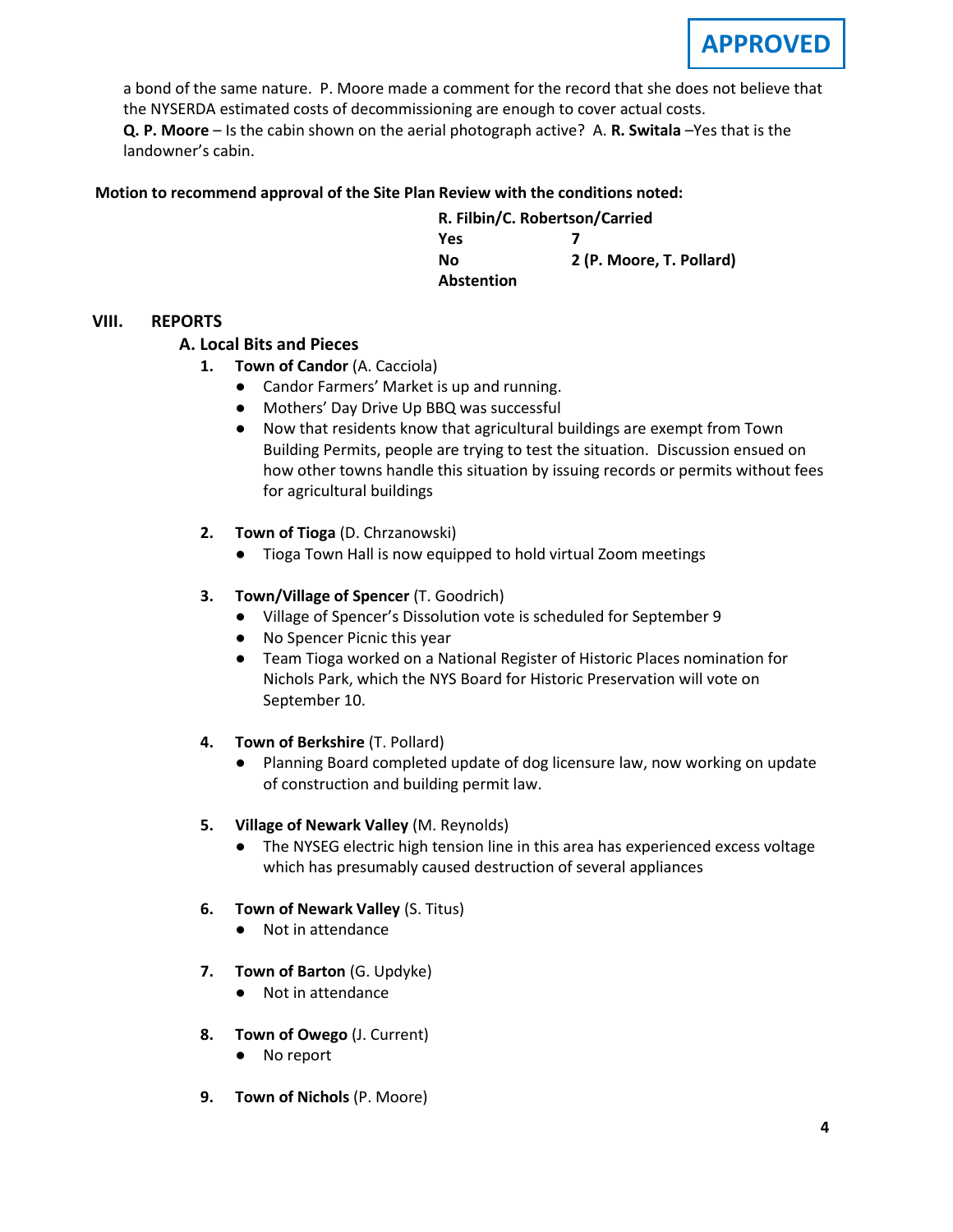**APPROVED**

a bond of the same nature. P. Moore made a comment for the record that she does not believe that the NYSERDA estimated costs of decommissioning are enough to cover actual costs.
**Q. P. Moore** – Is the cabin shown on the aerial photograph active? A. **R. Switala** –Yes that is the landowner's cabin.

**Motion to recommend approval of the Site Plan Review with the conditions noted:**

| **R. Filbin/C. Robertson/Carried** | |
|---|---|
| **Yes** | **7** |
| **No** | **2 (P. Moore, T. Pollard)** |
| **Abstention** | |

## VIII. REPORTS

### A. Local Bits and Pieces

1. **Town of Candor** (A. Cacciola)
   - Candor Farmers' Market is up and running.
   - Mothers' Day Drive Up BBQ was successful
   - Now that residents know that agricultural buildings are exempt from Town Building Permits, people are trying to test the situation. Discussion ensued on how other towns handle this situation by issuing records or permits without fees for agricultural buildings

2. **Town of Tioga** (D. Chrzanowski)
   - Tioga Town Hall is now equipped to hold virtual Zoom meetings

3. **Town/Village of Spencer** (T. Goodrich)
   - Village of Spencer's Dissolution vote is scheduled for September 9
   - No Spencer Picnic this year
   - Team Tioga worked on a National Register of Historic Places nomination for Nichols Park, which the NYS Board for Historic Preservation will vote on September 10.

4. **Town of Berkshire** (T. Pollard)
   - Planning Board completed update of dog licensure law, now working on update of construction and building permit law.

5. **Village of Newark Valley** (M. Reynolds)
   - The NYSEG electric high tension line in this area has experienced excess voltage which has presumably caused destruction of several appliances

6. **Town of Newark Valley** (S. Titus)
   - Not in attendance

7. **Town of Barton** (G. Updyke)
   - Not in attendance

8. **Town of Owego** (J. Current)
   - No report

9. **Town of Nichols** (P. Moore)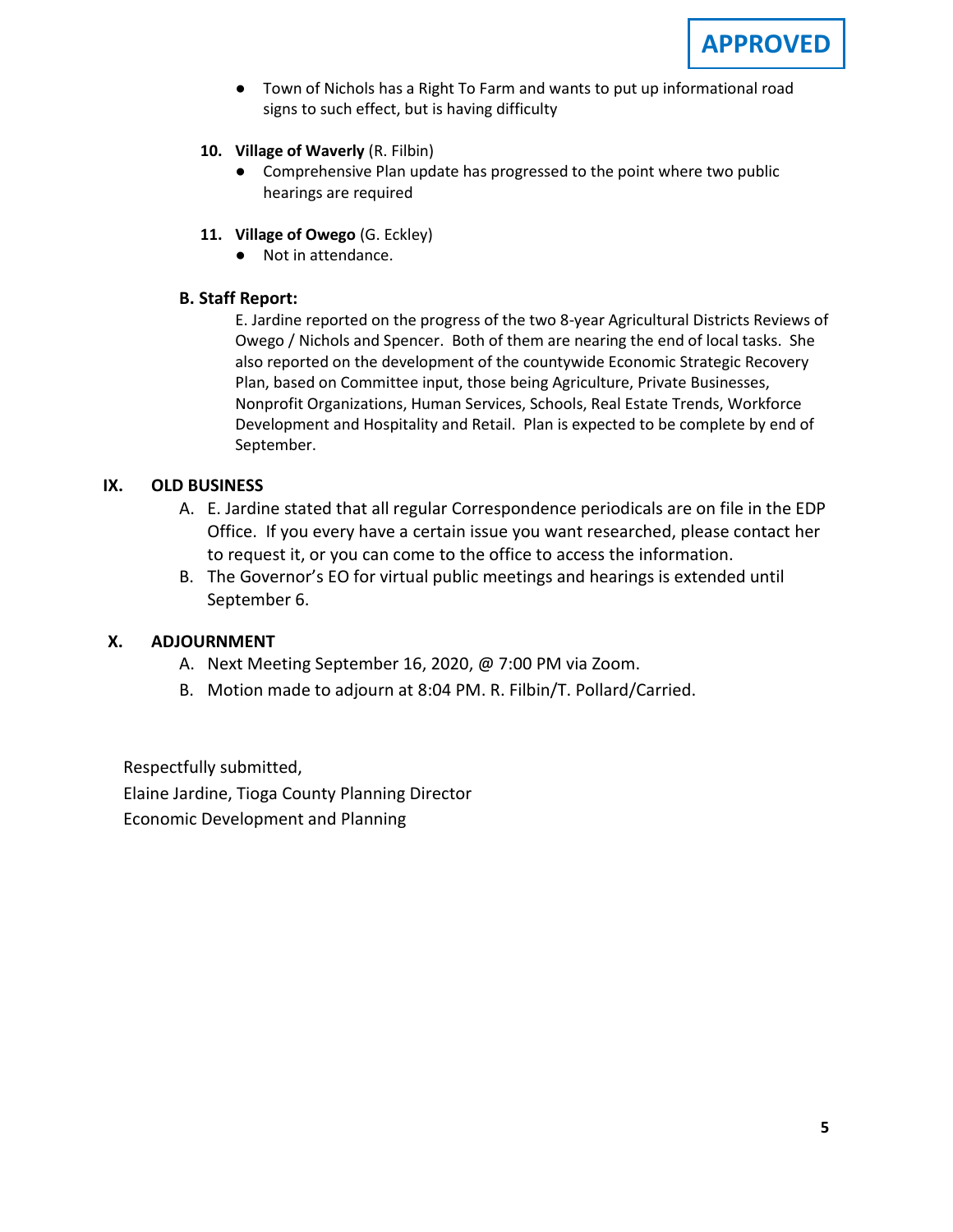**APPROVED**

- Town of Nichols has a Right To Farm and wants to put up informational road signs to such effect, but is having difficulty

10. **Village of Waverly** (R. Filbin)
    - Comprehensive Plan update has progressed to the point where two public hearings are required

11. **Village of Owego** (G. Eckley)
    - Not in attendance.

**B. Staff Report:**

E. Jardine reported on the progress of the two 8-year Agricultural Districts Reviews of Owego / Nichols and Spencer. Both of them are nearing the end of local tasks. She also reported on the development of the countywide Economic Strategic Recovery Plan, based on Committee input, those being Agriculture, Private Businesses, Nonprofit Organizations, Human Services, Schools, Real Estate Trends, Workforce Development and Hospitality and Retail. Plan is expected to be complete by end of September.

## IX. OLD BUSINESS

A. E. Jardine stated that all regular Correspondence periodicals are on file in the EDP Office. If you every have a certain issue you want researched, please contact her to request it, or you can come to the office to access the information.

B. The Governor's EO for virtual public meetings and hearings is extended until September 6.

## X. ADJOURNMENT

A. Next Meeting September 16, 2020, @ 7:00 PM via Zoom.

B. Motion made to adjourn at 8:04 PM. R. Filbin/T. Pollard/Carried.

Respectfully submitted,

Elaine Jardine, Tioga County Planning Director

Economic Development and Planning